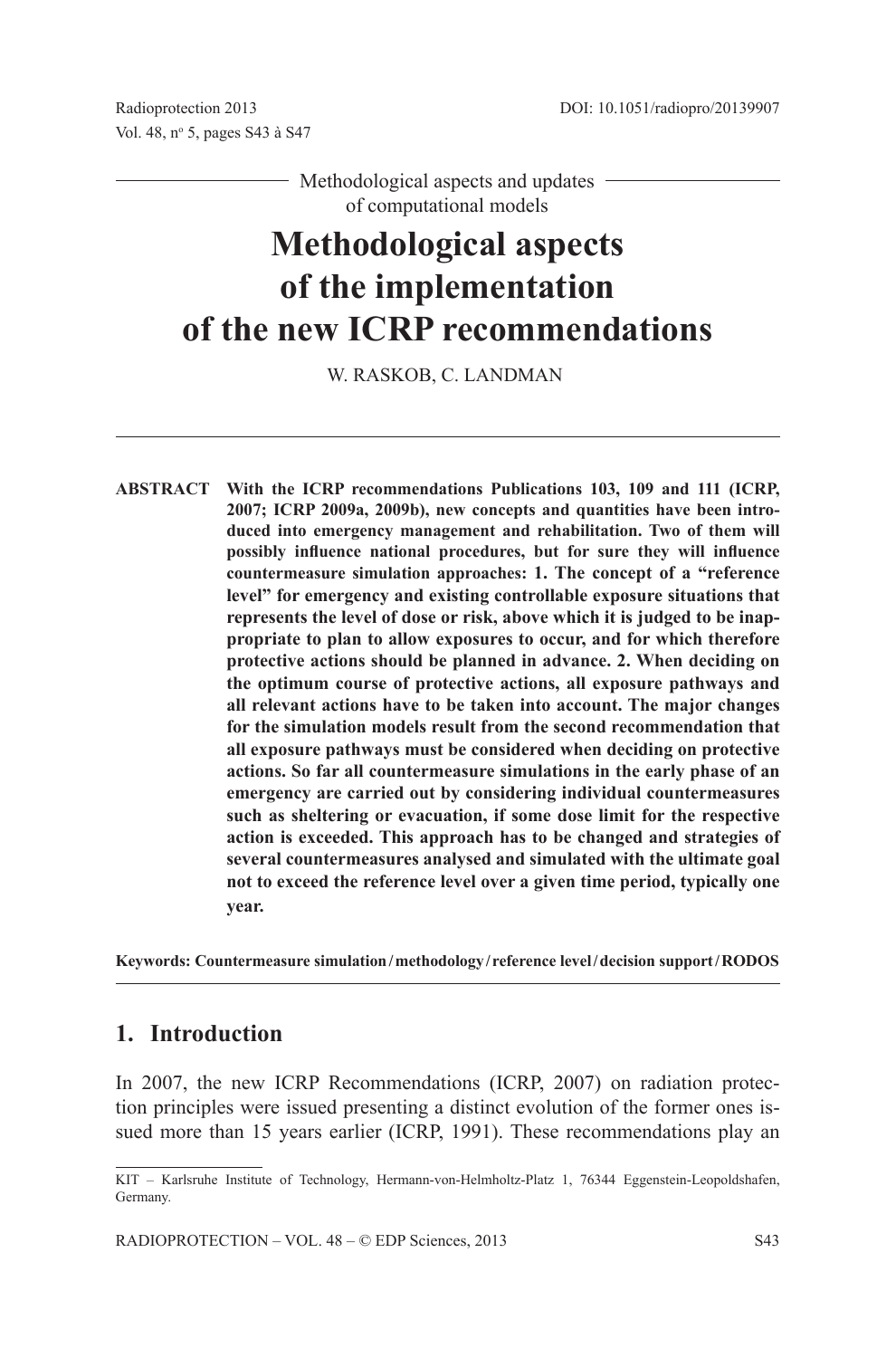Methodological aspects and updates of computational models

# Methodological aspects of the implementation of the new ICRP recommendations

W. RASKOB, C. LANDMAN

**ABSTRACT With the ICRP recommendations Publications 103, 109 and 111 (ICRP, 2007; ICRP 2009a, 2009b), new concepts and quantities have been introduced into emergency management and rehabilitation. Two of them will possibly influence national procedures, but for sure they will influence countermeasure simulation approaches: 1. The concept of a "reference level" for emergency and existing controllable exposure situations that represents the level of dose or risk, above which it is judged to be inappropriate to plan to allow exposures to occur, and for which therefore protective actions should be planned in advance. 2. When deciding on the optimum course of protective actions, all exposure pathways and all relevant actions have to be taken into account. The major changes for the simulation models result from the second recommendation that all exposure pathways must be considered when deciding on protective actions. So far all countermeasure simulations in the early phase of an emergency are carried out by considering individual countermeasures such as sheltering or evacuation, if some dose limit for the respective action is exceeded. This approach has to be changed and strategies of several countermeasures analysed and simulated with the ultimate goal not to exceed the reference level over a given time period, typically one year.**

**Keywords: Countermeasure simulation / methodology / reference level / decision support / RODOS**

## 1. Introduction

In 2007, the new ICRP Recommendations (ICRP, 2007) on radiation protection principles were issued presenting a distinct evolution of the former ones issued more than 15 years earlier (ICRP, 1991). These recommendations play an

KIT – Karlsruhe Institute of Technology, Hermann-von-Helmholtz-Platz 1, 76344 Eggenstein-Leopoldshafen, Germany.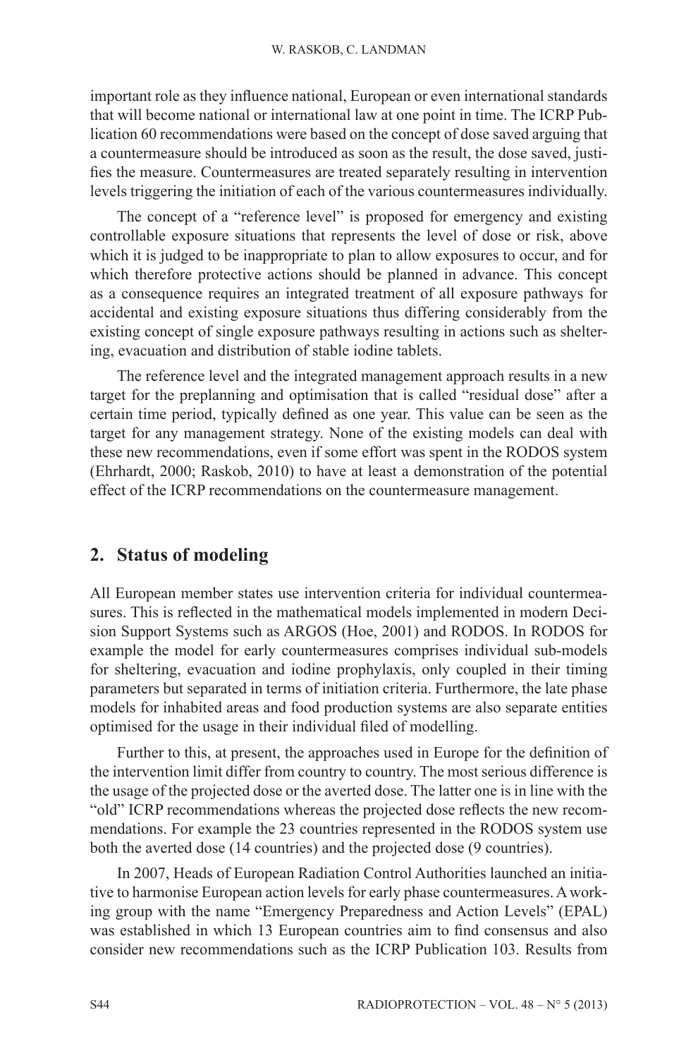important role as they influence national, European or even international standards that will become national or international law at one point in time. The ICRP Publication 60 recommendations were based on the concept of dose saved arguing that a countermeasure should be introduced as soon as the result, the dose saved, justifies the measure. Countermeasures are treated separately resulting in intervention levels triggering the initiation of each of the various countermeasures individually.

The concept of a "reference level" is proposed for emergency and existing controllable exposure situations that represents the level of dose or risk, above which it is judged to be inappropriate to plan to allow exposures to occur, and for which therefore protective actions should be planned in advance. This concept as a consequence requires an integrated treatment of all exposure pathways for accidental and existing exposure situations thus differing considerably from the existing concept of single exposure pathways resulting in actions such as sheltering, evacuation and distribution of stable iodine tablets.

The reference level and the integrated management approach results in a new target for the preplanning and optimisation that is called "residual dose" after a certain time period, typically defined as one year. This value can be seen as the target for any management strategy. None of the existing models can deal with these new recommendations, even if some effort was spent in the RODOS system (Ehrhardt, 2000; Raskob, 2010) to have at least a demonstration of the potential effect of the ICRP recommendations on the countermeasure management.

## 2. Status of modeling

All European member states use intervention criteria for individual countermeasures. This is reflected in the mathematical models implemented in modern Decision Support Systems such as ARGOS (Hoe, 2001) and RODOS. In RODOS for example the model for early countermeasures comprises individual sub-models for sheltering, evacuation and iodine prophylaxis, only coupled in their timing parameters but separated in terms of initiation criteria. Furthermore, the late phase models for inhabited areas and food production systems are also separate entities optimised for the usage in their individual filed of modelling.

Further to this, at present, the approaches used in Europe for the definition of the intervention limit differ from country to country. The most serious difference is the usage of the projected dose or the averted dose. The latter one is in line with the "old" ICRP recommendations whereas the projected dose reflects the new recommendations. For example the 23 countries represented in the RODOS system use both the averted dose (14 countries) and the projected dose (9 countries).

In 2007, Heads of European Radiation Control Authorities launched an initiative to harmonise European action levels for early phase countermeasures. A working group with the name "Emergency Preparedness and Action Levels" (EPAL) was established in which 13 European countries aim to find consensus and also consider new recommendations such as the ICRP Publication 103. Results from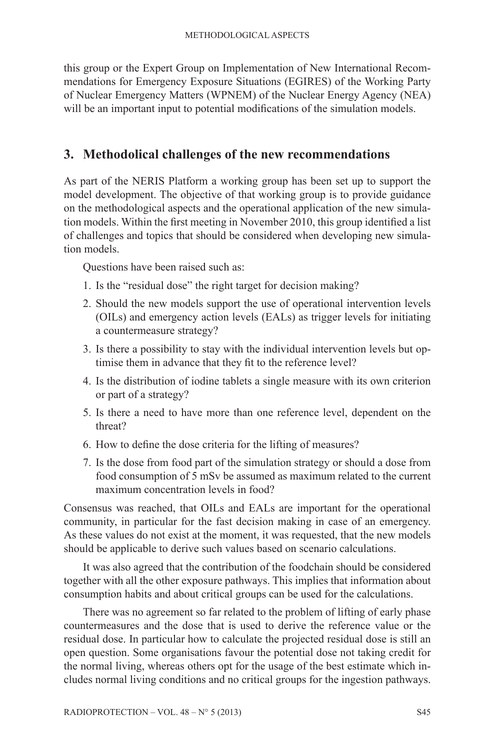this group or the Expert Group on Implementation of New International Recommendations for Emergency Exposure Situations (EGIRES) of the Working Party of Nuclear Emergency Matters (WPNEM) of the Nuclear Energy Agency (NEA) will be an important input to potential modifications of the simulation models.

## 3. Methodolical challenges of the new recommendations

As part of the NERIS Platform a working group has been set up to support the model development. The objective of that working group is to provide guidance on the methodological aspects and the operational application of the new simulation models. Within the first meeting in November 2010, this group identified a list of challenges and topics that should be considered when developing new simulation models.

Questions have been raised such as:

1. Is the "residual dose" the right target for decision making?
2. Should the new models support the use of operational intervention levels (OILs) and emergency action levels (EALs) as trigger levels for initiating a countermeasure strategy?
3. Is there a possibility to stay with the individual intervention levels but optimise them in advance that they fit to the reference level?
4. Is the distribution of iodine tablets a single measure with its own criterion or part of a strategy?
5. Is there a need to have more than one reference level, dependent on the threat?
6. How to define the dose criteria for the lifting of measures?
7. Is the dose from food part of the simulation strategy or should a dose from food consumption of 5 mSv be assumed as maximum related to the current maximum concentration levels in food?

Consensus was reached, that OILs and EALs are important for the operational community, in particular for the fast decision making in case of an emergency. As these values do not exist at the moment, it was requested, that the new models should be applicable to derive such values based on scenario calculations.

It was also agreed that the contribution of the foodchain should be considered together with all the other exposure pathways. This implies that information about consumption habits and about critical groups can be used for the calculations.

There was no agreement so far related to the problem of lifting of early phase countermeasures and the dose that is used to derive the reference value or the residual dose. In particular how to calculate the projected residual dose is still an open question. Some organisations favour the potential dose not taking credit for the normal living, whereas others opt for the usage of the best estimate which includes normal living conditions and no critical groups for the ingestion pathways.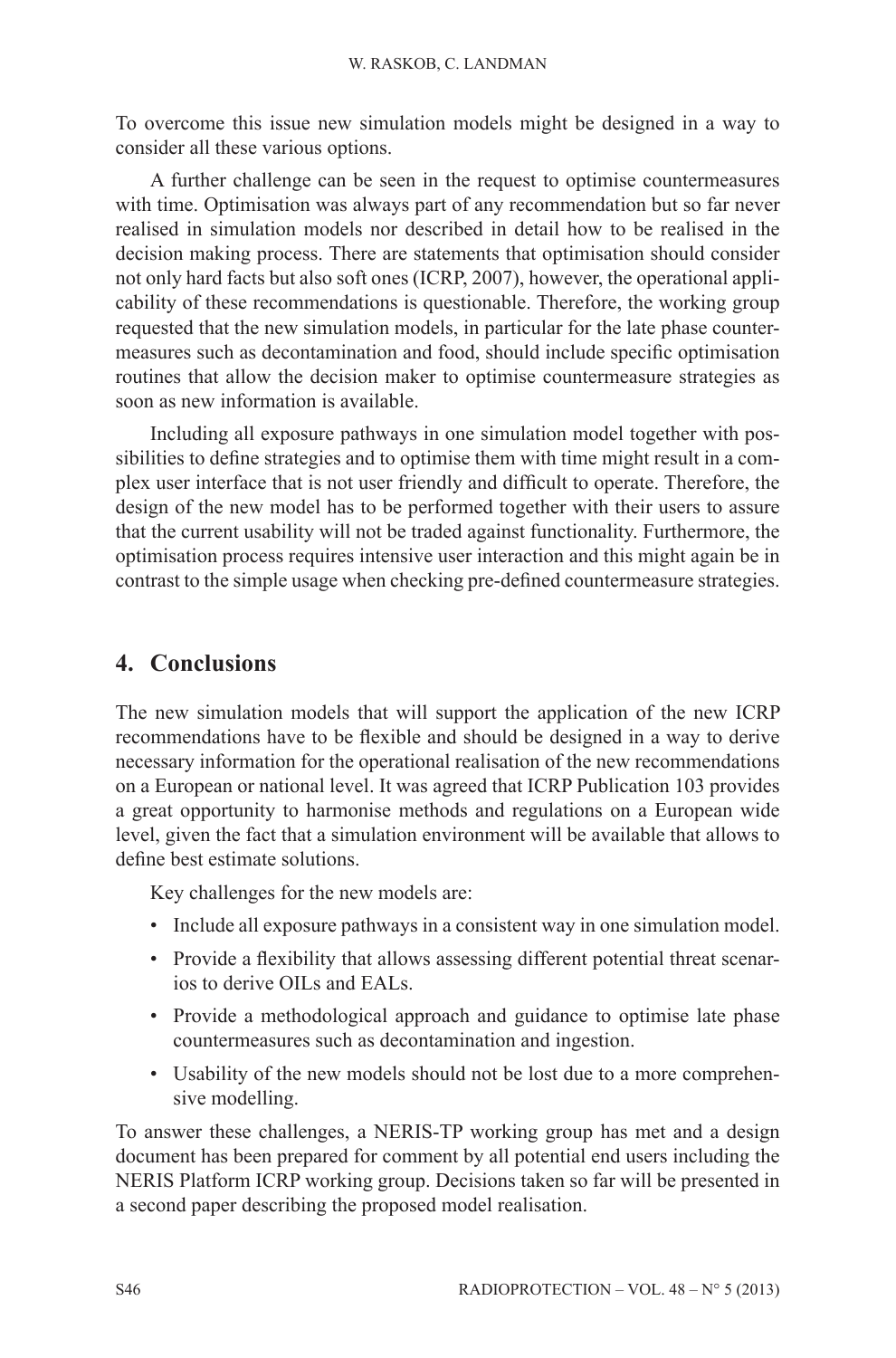To overcome this issue new simulation models might be designed in a way to consider all these various options.

A further challenge can be seen in the request to optimise countermeasures with time. Optimisation was always part of any recommendation but so far never realised in simulation models nor described in detail how to be realised in the decision making process. There are statements that optimisation should consider not only hard facts but also soft ones (ICRP, 2007), however, the operational applicability of these recommendations is questionable. Therefore, the working group requested that the new simulation models, in particular for the late phase countermeasures such as decontamination and food, should include specific optimisation routines that allow the decision maker to optimise countermeasure strategies as soon as new information is available.

Including all exposure pathways in one simulation model together with possibilities to define strategies and to optimise them with time might result in a complex user interface that is not user friendly and difficult to operate. Therefore, the design of the new model has to be performed together with their users to assure that the current usability will not be traded against functionality. Furthermore, the optimisation process requires intensive user interaction and this might again be in contrast to the simple usage when checking pre-defined countermeasure strategies.

## 4. Conclusions

The new simulation models that will support the application of the new ICRP recommendations have to be flexible and should be designed in a way to derive necessary information for the operational realisation of the new recommendations on a European or national level. It was agreed that ICRP Publication 103 provides a great opportunity to harmonise methods and regulations on a European wide level, given the fact that a simulation environment will be available that allows to define best estimate solutions.

Key challenges for the new models are:

- Include all exposure pathways in a consistent way in one simulation model.
- Provide a flexibility that allows assessing different potential threat scenarios to derive OILs and EALs.
- Provide a methodological approach and guidance to optimise late phase countermeasures such as decontamination and ingestion.
- Usability of the new models should not be lost due to a more comprehensive modelling.

To answer these challenges, a NERIS-TP working group has met and a design document has been prepared for comment by all potential end users including the NERIS Platform ICRP working group. Decisions taken so far will be presented in a second paper describing the proposed model realisation.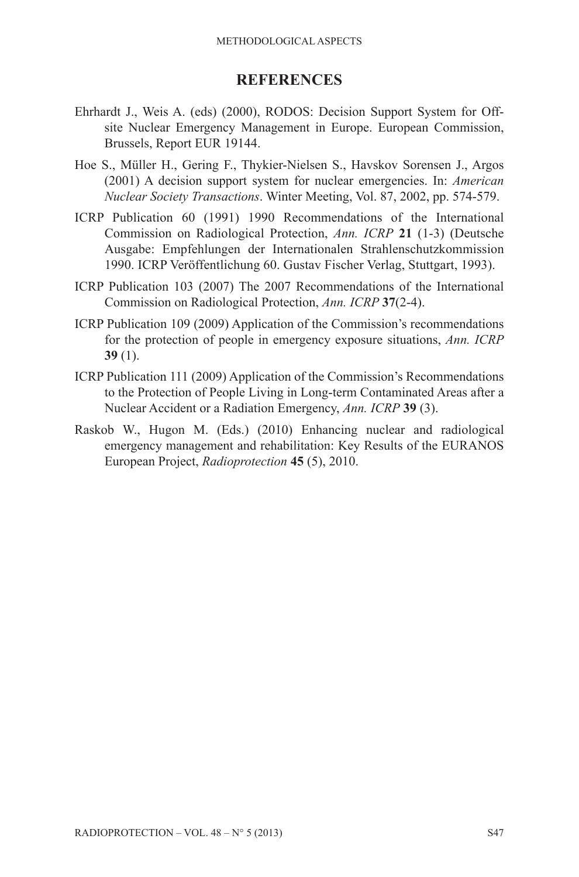## REFERENCES

Ehrhardt J., Weis A. (eds) (2000), RODOS: Decision Support System for Off-site Nuclear Emergency Management in Europe. European Commission, Brussels, Report EUR 19144.

Hoe S., Müller H., Gering F., Thykier-Nielsen S., Havskov Sorensen J., Argos (2001) A decision support system for nuclear emergencies. In: *American Nuclear Society Transactions*. Winter Meeting, Vol. 87, 2002, pp. 574-579.

ICRP Publication 60 (1991) 1990 Recommendations of the International Commission on Radiological Protection, *Ann. ICRP* **21** (1-3) (Deutsche Ausgabe: Empfehlungen der Internationalen Strahlenschutzkommission 1990. ICRP Veröffentlichung 60. Gustav Fischer Verlag, Stuttgart, 1993).

ICRP Publication 103 (2007) The 2007 Recommendations of the International Commission on Radiological Protection, *Ann. ICRP* **37**(2-4).

ICRP Publication 109 (2009) Application of the Commission's recommendations for the protection of people in emergency exposure situations, *Ann. ICRP* **39** (1).

ICRP Publication 111 (2009) Application of the Commission's Recommendations to the Protection of People Living in Long-term Contaminated Areas after a Nuclear Accident or a Radiation Emergency, *Ann. ICRP* **39** (3).

Raskob W., Hugon M. (Eds.) (2010) Enhancing nuclear and radiological emergency management and rehabilitation: Key Results of the EURANOS European Project, *Radioprotection* **45** (5), 2010.